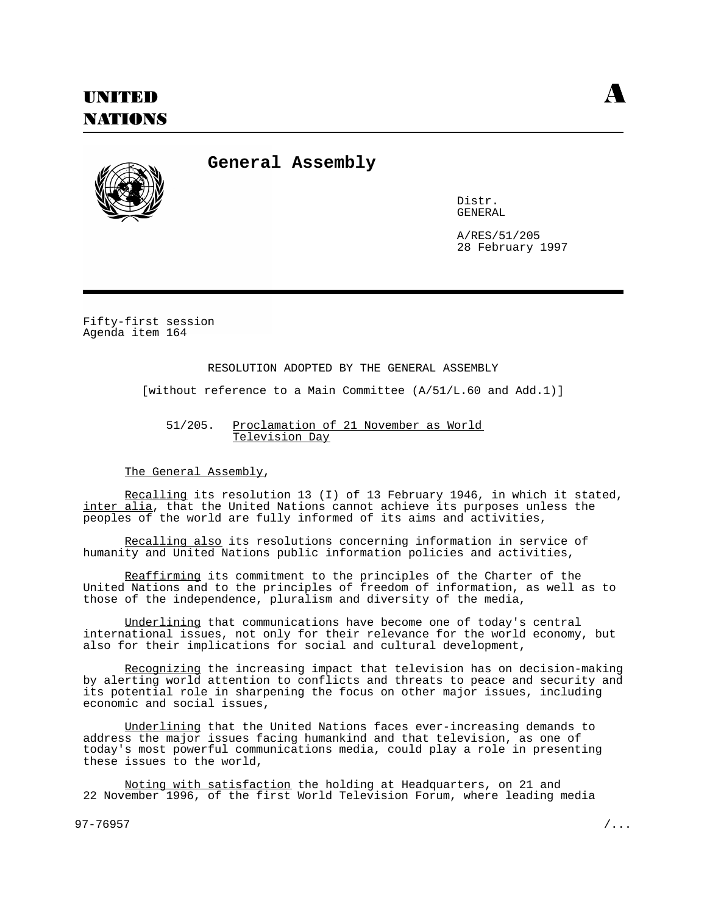# UNITED NATIONS

**A**

## General Assembly

Distr.
GENERAL

A/RES/51/205
28 February 1997

Fifty-first session
Agenda item 164

RESOLUTION ADOPTED BY THE GENERAL ASSEMBLY

[without reference to a Main Committee (A/51/L.60 and Add.1)]

### 51/205. Proclamation of 21 November as World Television Day

*The General Assembly*,

*Recalling* its resolution 13 (I) of 13 February 1946, in which it stated, *inter alia*, that the United Nations cannot achieve its purposes unless the peoples of the world are fully informed of its aims and activities,

*Recalling also* its resolutions concerning information in service of humanity and United Nations public information policies and activities,

*Reaffirming* its commitment to the principles of the Charter of the United Nations and to the principles of freedom of information, as well as to those of the independence, pluralism and diversity of the media,

*Underlining* that communications have become one of today's central international issues, not only for their relevance for the world economy, but also for their implications for social and cultural development,

*Recognizing* the increasing impact that television has on decision-making by alerting world attention to conflicts and threats to peace and security and its potential role in sharpening the focus on other major issues, including economic and social issues,

*Underlining* that the United Nations faces ever-increasing demands to address the major issues facing humankind and that television, as one of today's most powerful communications media, could play a role in presenting these issues to the world,

*Noting with satisfaction* the holding at Headquarters, on 21 and 22 November 1996, of the first World Television Forum, where leading media

97-76957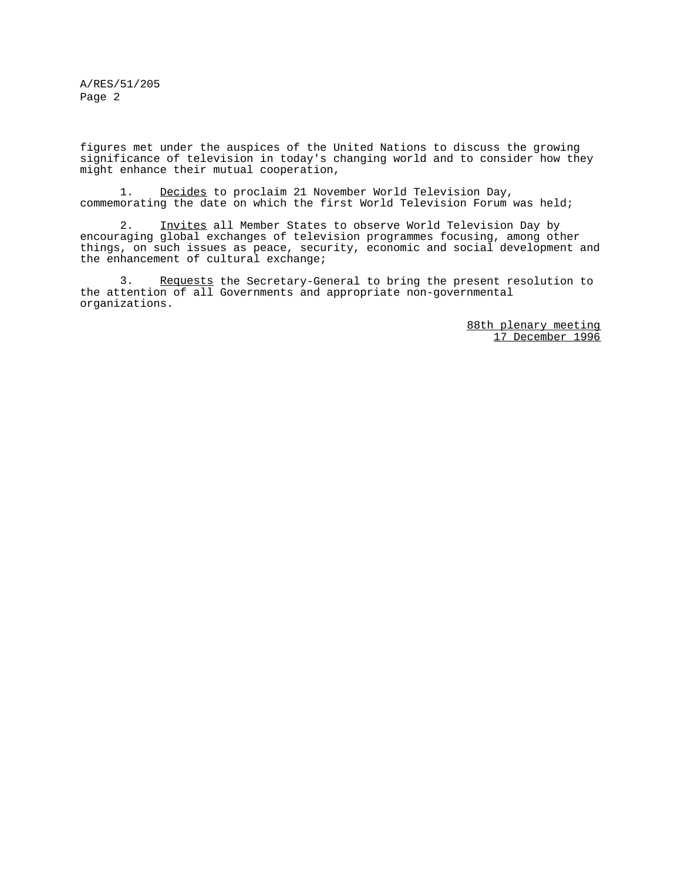figures met under the auspices of the United Nations to discuss the growing significance of television in today's changing world and to consider how they might enhance their mutual cooperation,

1. *Decides* to proclaim 21 November World Television Day, commemorating the date on which the first World Television Forum was held;

2. *Invites* all Member States to observe World Television Day by encouraging global exchanges of television programmes focusing, among other things, on such issues as peace, security, economic and social development and the enhancement of cultural exchange;

3. *Requests* the Secretary-General to bring the present resolution to the attention of all Governments and appropriate non-governmental organizations.

*88th plenary meeting*
*17 December 1996*